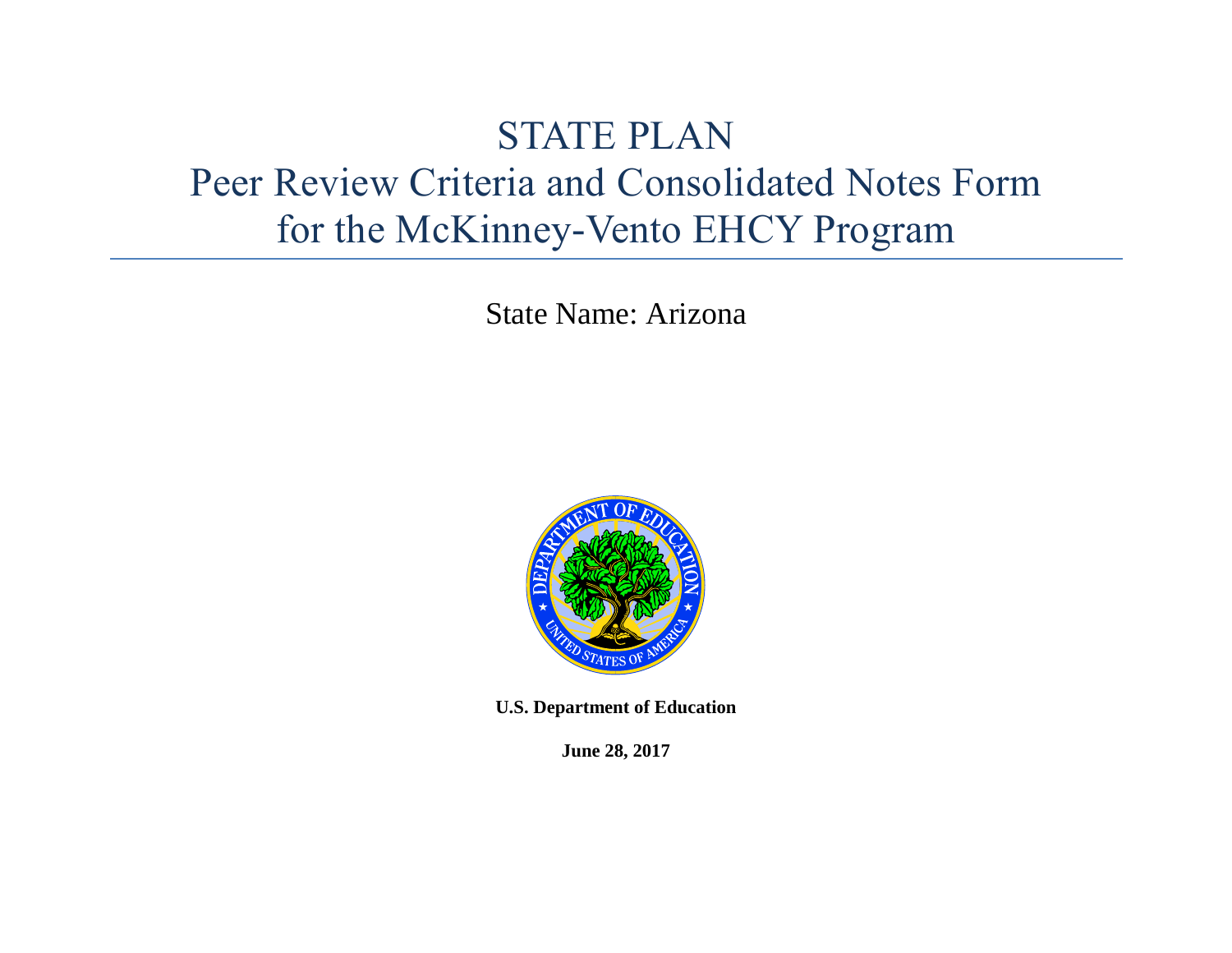# STATE PLAN
# Peer Review Criteria and Consolidated Notes Form for the McKinney-Vento EHCY Program

State Name: Arizona

**U.S. Department of Education**

**June 28, 2017**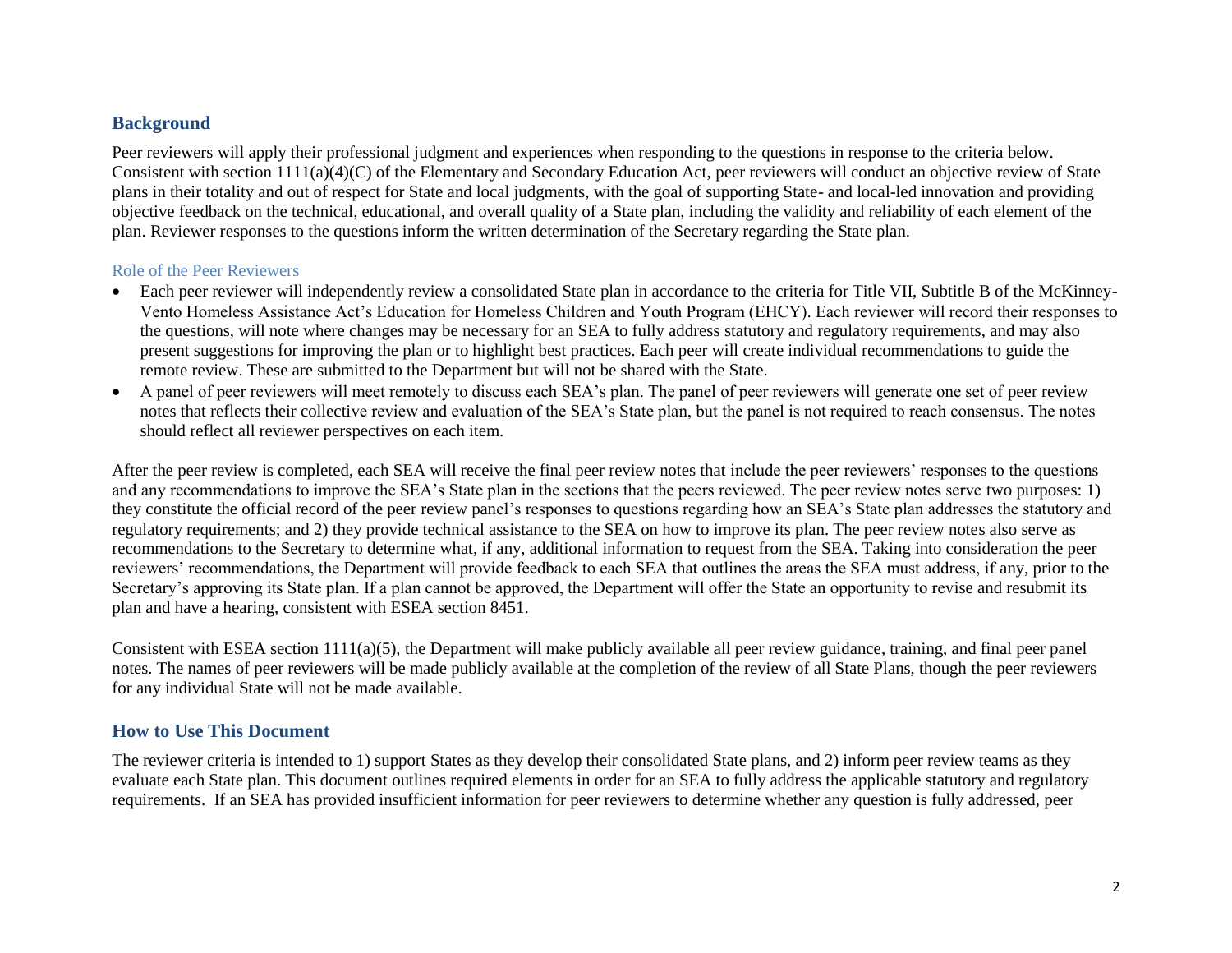## Background

Peer reviewers will apply their professional judgment and experiences when responding to the questions in response to the criteria below. Consistent with section 1111(a)(4)(C) of the Elementary and Secondary Education Act, peer reviewers will conduct an objective review of State plans in their totality and out of respect for State and local judgments, with the goal of supporting State- and local-led innovation and providing objective feedback on the technical, educational, and overall quality of a State plan, including the validity and reliability of each element of the plan. Reviewer responses to the questions inform the written determination of the Secretary regarding the State plan.

### Role of the Peer Reviewers

- Each peer reviewer will independently review a consolidated State plan in accordance to the criteria for Title VII, Subtitle B of the McKinney-Vento Homeless Assistance Act's Education for Homeless Children and Youth Program (EHCY). Each reviewer will record their responses to the questions, will note where changes may be necessary for an SEA to fully address statutory and regulatory requirements, and may also present suggestions for improving the plan or to highlight best practices. Each peer will create individual recommendations to guide the remote review. These are submitted to the Department but will not be shared with the State.
- A panel of peer reviewers will meet remotely to discuss each SEA's plan. The panel of peer reviewers will generate one set of peer review notes that reflects their collective review and evaluation of the SEA's State plan, but the panel is not required to reach consensus. The notes should reflect all reviewer perspectives on each item.

After the peer review is completed, each SEA will receive the final peer review notes that include the peer reviewers' responses to the questions and any recommendations to improve the SEA's State plan in the sections that the peers reviewed. The peer review notes serve two purposes: 1) they constitute the official record of the peer review panel's responses to questions regarding how an SEA's State plan addresses the statutory and regulatory requirements; and 2) they provide technical assistance to the SEA on how to improve its plan. The peer review notes also serve as recommendations to the Secretary to determine what, if any, additional information to request from the SEA. Taking into consideration the peer reviewers' recommendations, the Department will provide feedback to each SEA that outlines the areas the SEA must address, if any, prior to the Secretary's approving its State plan. If a plan cannot be approved, the Department will offer the State an opportunity to revise and resubmit its plan and have a hearing, consistent with ESEA section 8451.

Consistent with ESEA section 1111(a)(5), the Department will make publicly available all peer review guidance, training, and final peer panel notes. The names of peer reviewers will be made publicly available at the completion of the review of all State Plans, though the peer reviewers for any individual State will not be made available.

## How to Use This Document

The reviewer criteria is intended to 1) support States as they develop their consolidated State plans, and 2) inform peer review teams as they evaluate each State plan. This document outlines required elements in order for an SEA to fully address the applicable statutory and regulatory requirements. If an SEA has provided insufficient information for peer reviewers to determine whether any question is fully addressed, peer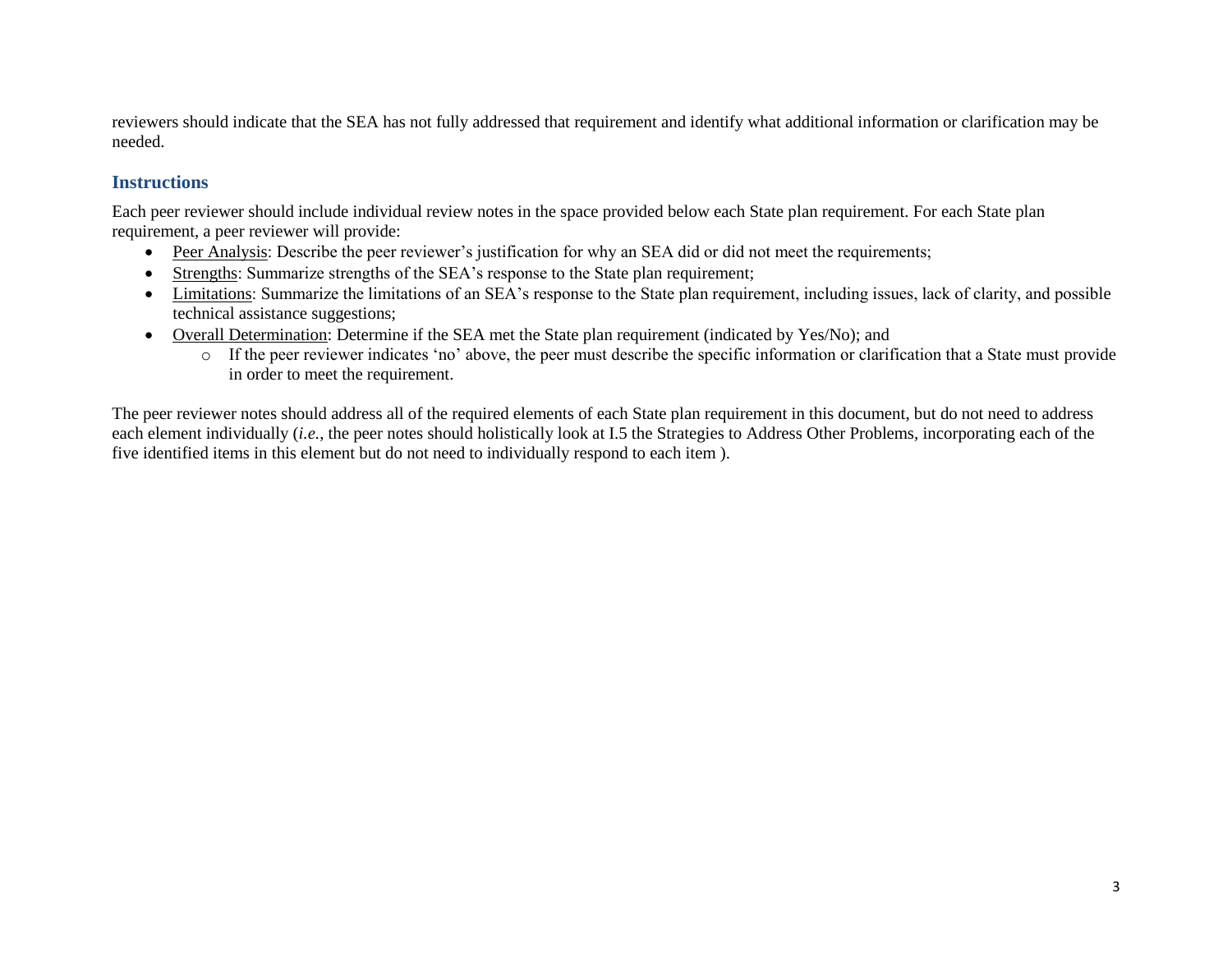reviewers should indicate that the SEA has not fully addressed that requirement and identify what additional information or clarification may be needed.

## Instructions

Each peer reviewer should include individual review notes in the space provided below each State plan requirement. For each State plan requirement, a peer reviewer will provide:

- Peer Analysis: Describe the peer reviewer's justification for why an SEA did or did not meet the requirements;
- Strengths: Summarize strengths of the SEA's response to the State plan requirement;
- Limitations: Summarize the limitations of an SEA's response to the State plan requirement, including issues, lack of clarity, and possible technical assistance suggestions;
- Overall Determination: Determine if the SEA met the State plan requirement (indicated by Yes/No); and
  - If the peer reviewer indicates 'no' above, the peer must describe the specific information or clarification that a State must provide in order to meet the requirement.

The peer reviewer notes should address all of the required elements of each State plan requirement in this document, but do not need to address each element individually (*i.e.*, the peer notes should holistically look at I.5 the Strategies to Address Other Problems, incorporating each of the five identified items in this element but do not need to individually respond to each item ).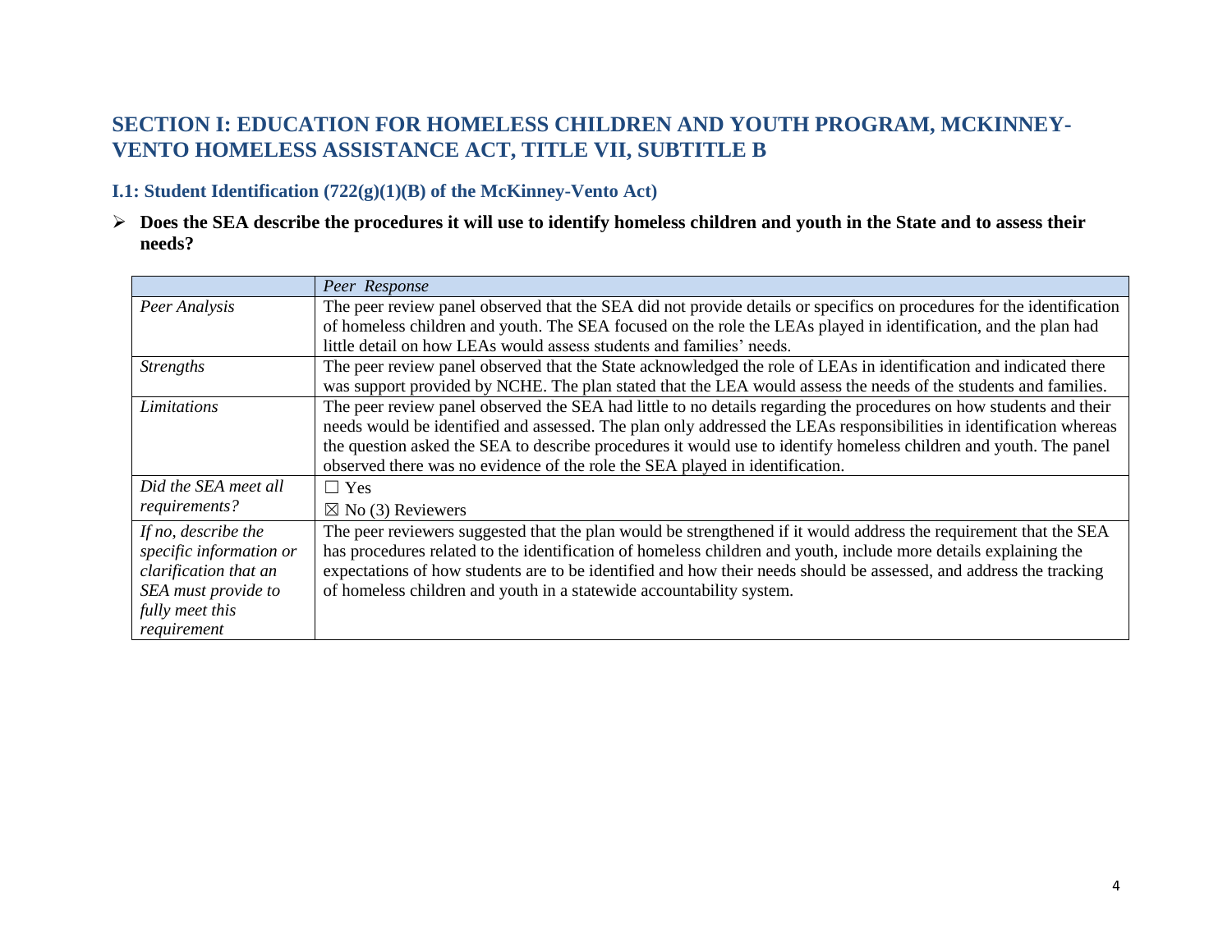## SECTION I: EDUCATION FOR HOMELESS CHILDREN AND YOUTH PROGRAM, MCKINNEY-VENTO HOMELESS ASSISTANCE ACT, TITLE VII, SUBTITLE B

### I.1: Student Identification (722(g)(1)(B) of the McKinney-Vento Act)

- **Does the SEA describe the procedures it will use to identify homeless children and youth in the State and to assess their needs?**

| | *Peer Response* |
|---|---|
| *Peer Analysis* | The peer review panel observed that the SEA did not provide details or specifics on procedures for the identification of homeless children and youth. The SEA focused on the role the LEAs played in identification, and the plan had little detail on how LEAs would assess students and families' needs. |
| *Strengths* | The peer review panel observed that the State acknowledged the role of LEAs in identification and indicated there was support provided by NCHE. The plan stated that the LEA would assess the needs of the students and families. |
| *Limitations* | The peer review panel observed the SEA had little to no details regarding the procedures on how students and their needs would be identified and assessed. The plan only addressed the LEAs responsibilities in identification whereas the question asked the SEA to describe procedures it would use to identify homeless children and youth. The panel observed there was no evidence of the role the SEA played in identification. |
| *Did the SEA meet all requirements?* | ☐ Yes<br>☒ No (3) Reviewers |
| *If no, describe the specific information or clarification that an SEA must provide to fully meet this requirement* | The peer reviewers suggested that the plan would be strengthened if it would address the requirement that the SEA has procedures related to the identification of homeless children and youth, include more details explaining the expectations of how students are to be identified and how their needs should be assessed, and address the tracking of homeless children and youth in a statewide accountability system. |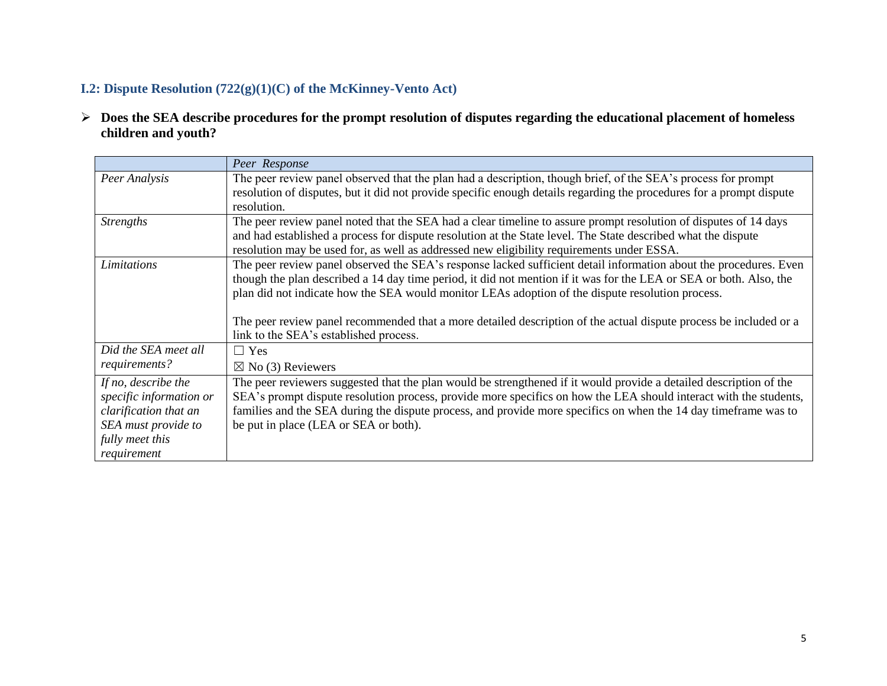### I.2: Dispute Resolution (722(g)(1)(C) of the McKinney-Vento Act)

- **Does the SEA describe procedures for the prompt resolution of disputes regarding the educational placement of homeless children and youth?**

| | *Peer Response* |
|---|---|
| *Peer Analysis* | The peer review panel observed that the plan had a description, though brief, of the SEA's process for prompt resolution of disputes, but it did not provide specific enough details regarding the procedures for a prompt dispute resolution. |
| *Strengths* | The peer review panel noted that the SEA had a clear timeline to assure prompt resolution of disputes of 14 days and had established a process for dispute resolution at the State level. The State described what the dispute resolution may be used for, as well as addressed new eligibility requirements under ESSA. |
| *Limitations* | The peer review panel observed the SEA's response lacked sufficient detail information about the procedures. Even though the plan described a 14 day time period, it did not mention if it was for the LEA or SEA or both. Also, the plan did not indicate how the SEA would monitor LEAs adoption of the dispute resolution process.<br><br>The peer review panel recommended that a more detailed description of the actual dispute process be included or a link to the SEA's established process. |
| *Did the SEA meet all requirements?* | ☐ Yes<br>☒ No (3) Reviewers |
| *If no, describe the specific information or clarification that an SEA must provide to fully meet this requirement* | The peer reviewers suggested that the plan would be strengthened if it would provide a detailed description of the SEA's prompt dispute resolution process, provide more specifics on how the LEA should interact with the students, families and the SEA during the dispute process, and provide more specifics on when the 14 day timeframe was to be put in place (LEA or SEA or both). |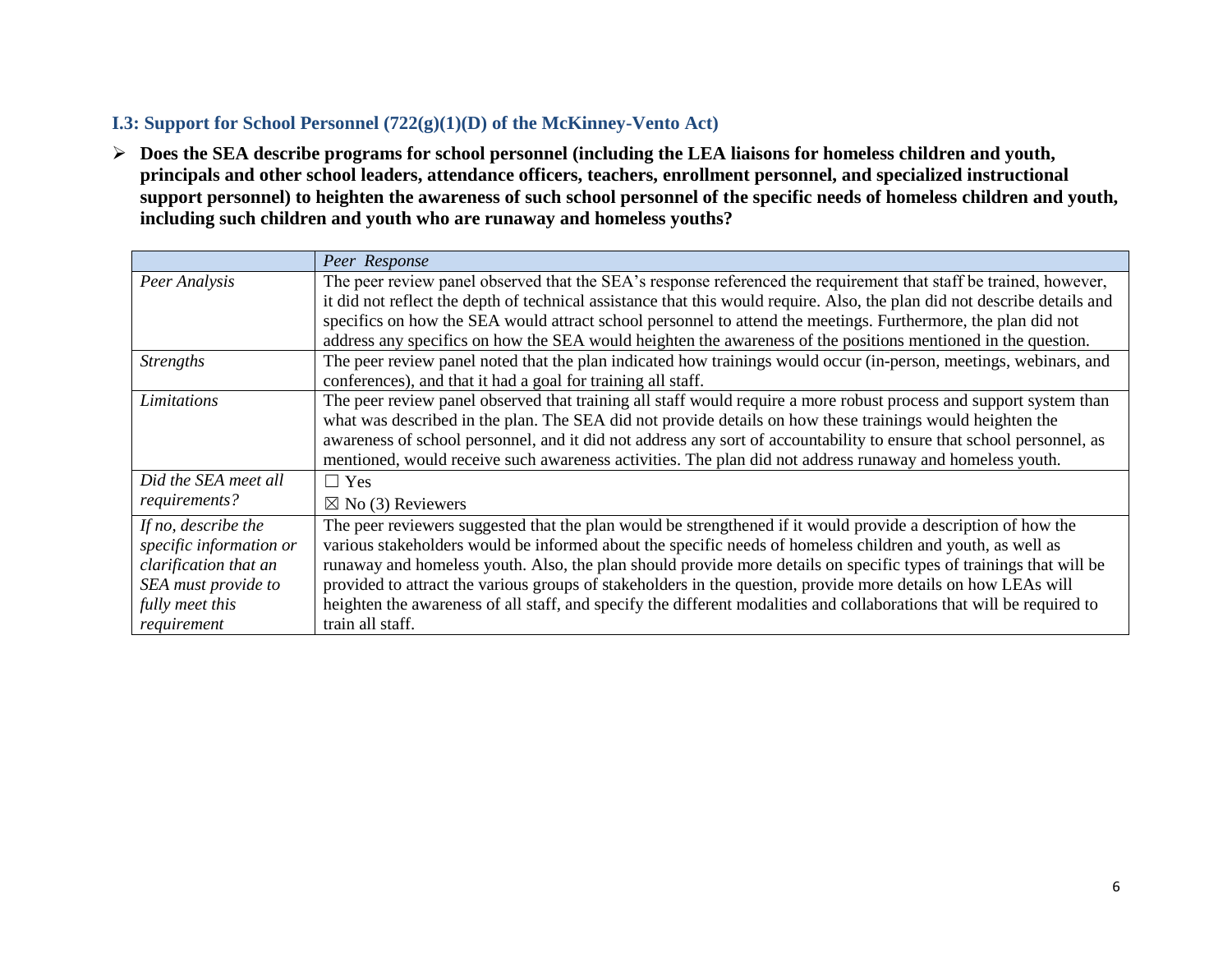### I.3: Support for School Personnel (722(g)(1)(D) of the McKinney-Vento Act)

- **Does the SEA describe programs for school personnel (including the LEA liaisons for homeless children and youth, principals and other school leaders, attendance officers, teachers, enrollment personnel, and specialized instructional support personnel) to heighten the awareness of such school personnel of the specific needs of homeless children and youth, including such children and youth who are runaway and homeless youths?**

| | *Peer Response* |
|---|---|
| *Peer Analysis* | The peer review panel observed that the SEA's response referenced the requirement that staff be trained, however, it did not reflect the depth of technical assistance that this would require. Also, the plan did not describe details and specifics on how the SEA would attract school personnel to attend the meetings. Furthermore, the plan did not address any specifics on how the SEA would heighten the awareness of the positions mentioned in the question. |
| *Strengths* | The peer review panel noted that the plan indicated how trainings would occur (in-person, meetings, webinars, and conferences), and that it had a goal for training all staff. |
| *Limitations* | The peer review panel observed that training all staff would require a more robust process and support system than what was described in the plan. The SEA did not provide details on how these trainings would heighten the awareness of school personnel, and it did not address any sort of accountability to ensure that school personnel, as mentioned, would receive such awareness activities. The plan did not address runaway and homeless youth. |
| *Did the SEA meet all requirements?* | ☐ Yes<br>☒ No (3) Reviewers |
| *If no, describe the specific information or clarification that an SEA must provide to fully meet this requirement* | The peer reviewers suggested that the plan would be strengthened if it would provide a description of how the various stakeholders would be informed about the specific needs of homeless children and youth, as well as runaway and homeless youth. Also, the plan should provide more details on specific types of trainings that will be provided to attract the various groups of stakeholders in the question, provide more details on how LEAs will heighten the awareness of all staff, and specify the different modalities and collaborations that will be required to train all staff. |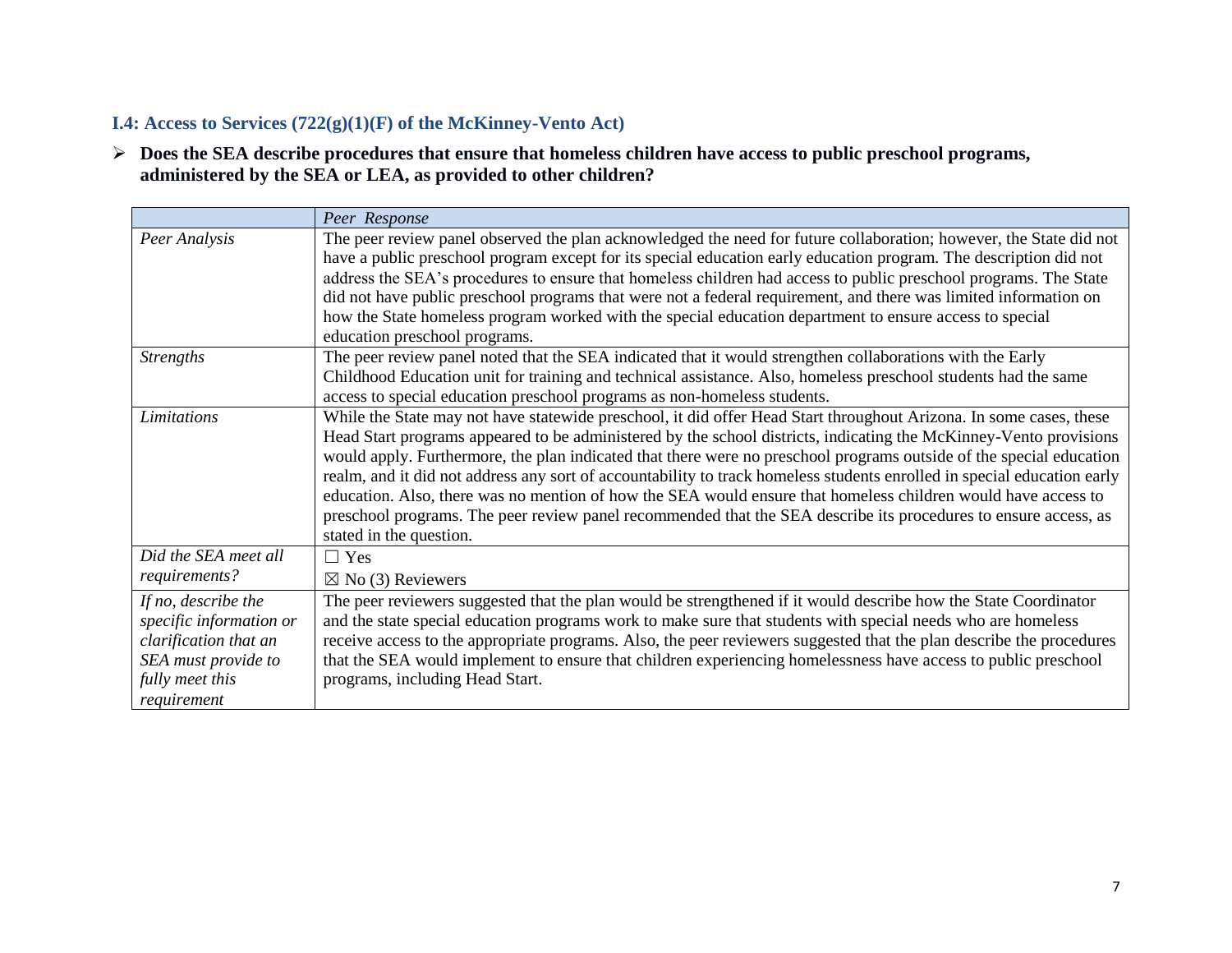### I.4: Access to Services (722(g)(1)(F) of the McKinney-Vento Act)

- **Does the SEA describe procedures that ensure that homeless children have access to public preschool programs, administered by the SEA or LEA, as provided to other children?**

| | *Peer Response* |
|---|---|
| *Peer Analysis* | The peer review panel observed the plan acknowledged the need for future collaboration; however, the State did not have a public preschool program except for its special education early education program. The description did not address the SEA's procedures to ensure that homeless children had access to public preschool programs. The State did not have public preschool programs that were not a federal requirement, and there was limited information on how the State homeless program worked with the special education department to ensure access to special education preschool programs. |
| *Strengths* | The peer review panel noted that the SEA indicated that it would strengthen collaborations with the Early Childhood Education unit for training and technical assistance. Also, homeless preschool students had the same access to special education preschool programs as non-homeless students. |
| *Limitations* | While the State may not have statewide preschool, it did offer Head Start throughout Arizona. In some cases, these Head Start programs appeared to be administered by the school districts, indicating the McKinney-Vento provisions would apply. Furthermore, the plan indicated that there were no preschool programs outside of the special education realm, and it did not address any sort of accountability to track homeless students enrolled in special education early education. Also, there was no mention of how the SEA would ensure that homeless children would have access to preschool programs. The peer review panel recommended that the SEA describe its procedures to ensure access, as stated in the question. |
| *Did the SEA meet all requirements?* | ☐ Yes<br>☒ No (3) Reviewers |
| *If no, describe the specific information or clarification that an SEA must provide to fully meet this requirement* | The peer reviewers suggested that the plan would be strengthened if it would describe how the State Coordinator and the state special education programs work to make sure that students with special needs who are homeless receive access to the appropriate programs. Also, the peer reviewers suggested that the plan describe the procedures that the SEA would implement to ensure that children experiencing homelessness have access to public preschool programs, including Head Start. |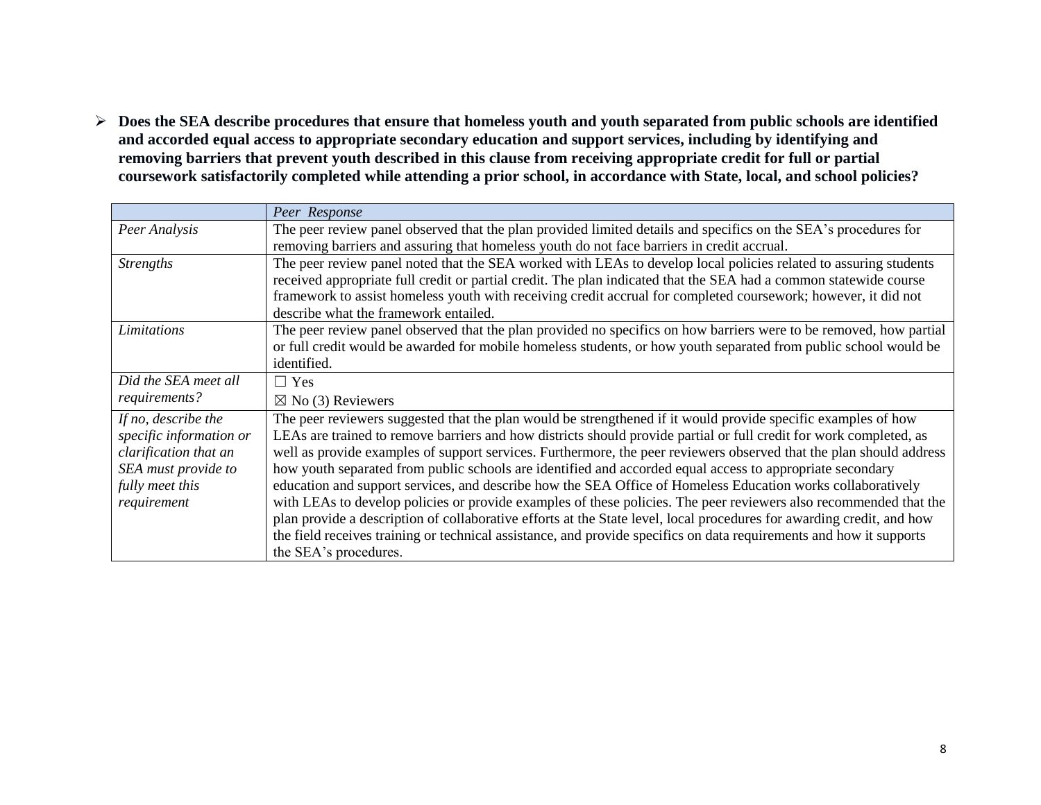- **Does the SEA describe procedures that ensure that homeless youth and youth separated from public schools are identified and accorded equal access to appropriate secondary education and support services, including by identifying and removing barriers that prevent youth described in this clause from receiving appropriate credit for full or partial coursework satisfactorily completed while attending a prior school, in accordance with State, local, and school policies?**

| | *Peer Response* |
|---|---|
| *Peer Analysis* | The peer review panel observed that the plan provided limited details and specifics on the SEA's procedures for removing barriers and assuring that homeless youth do not face barriers in credit accrual. |
| *Strengths* | The peer review panel noted that the SEA worked with LEAs to develop local policies related to assuring students received appropriate full credit or partial credit. The plan indicated that the SEA had a common statewide course framework to assist homeless youth with receiving credit accrual for completed coursework; however, it did not describe what the framework entailed. |
| *Limitations* | The peer review panel observed that the plan provided no specifics on how barriers were to be removed, how partial or full credit would be awarded for mobile homeless students, or how youth separated from public school would be identified. |
| *Did the SEA meet all requirements?* | ☐ Yes<br>☒ No (3) Reviewers |
| *If no, describe the specific information or clarification that an SEA must provide to fully meet this requirement* | The peer reviewers suggested that the plan would be strengthened if it would provide specific examples of how LEAs are trained to remove barriers and how districts should provide partial or full credit for work completed, as well as provide examples of support services. Furthermore, the peer reviewers observed that the plan should address how youth separated from public schools are identified and accorded equal access to appropriate secondary education and support services, and describe how the SEA Office of Homeless Education works collaboratively with LEAs to develop policies or provide examples of these policies. The peer reviewers also recommended that the plan provide a description of collaborative efforts at the State level, local procedures for awarding credit, and how the field receives training or technical assistance, and provide specifics on data requirements and how it supports the SEA's procedures. |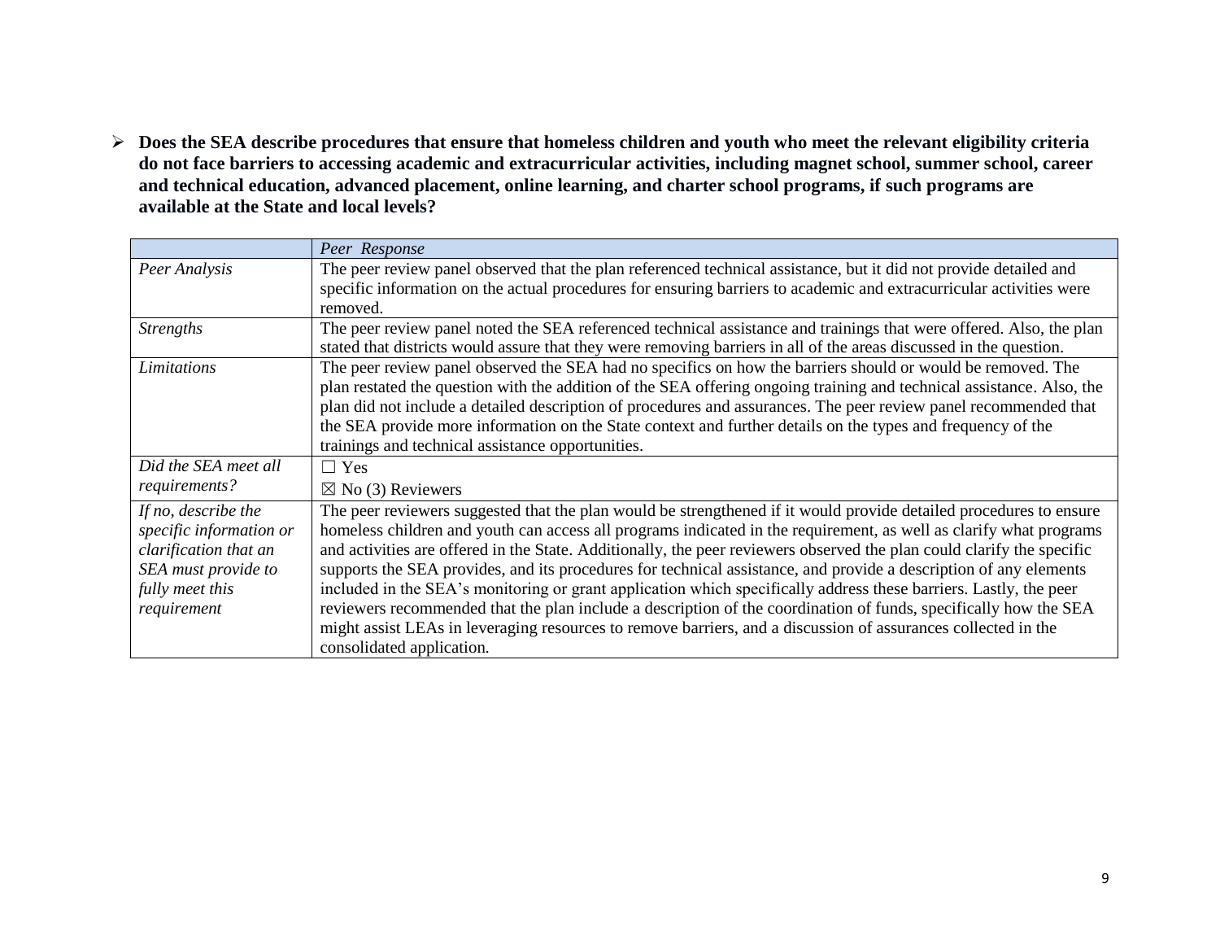- **Does the SEA describe procedures that ensure that homeless children and youth who meet the relevant eligibility criteria do not face barriers to accessing academic and extracurricular activities, including magnet school, summer school, career and technical education, advanced placement, online learning, and charter school programs, if such programs are available at the State and local levels?**

| | *Peer Response* |
|---|---|
| *Peer Analysis* | The peer review panel observed that the plan referenced technical assistance, but it did not provide detailed and specific information on the actual procedures for ensuring barriers to academic and extracurricular activities were removed. |
| *Strengths* | The peer review panel noted the SEA referenced technical assistance and trainings that were offered. Also, the plan stated that districts would assure that they were removing barriers in all of the areas discussed in the question. |
| *Limitations* | The peer review panel observed the SEA had no specifics on how the barriers should or would be removed. The plan restated the question with the addition of the SEA offering ongoing training and technical assistance. Also, the plan did not include a detailed description of procedures and assurances. The peer review panel recommended that the SEA provide more information on the State context and further details on the types and frequency of the trainings and technical assistance opportunities. |
| *Did the SEA meet all requirements?* | ☐ Yes<br>☒ No (3) Reviewers |
| *If no, describe the specific information or clarification that an SEA must provide to fully meet this requirement* | The peer reviewers suggested that the plan would be strengthened if it would provide detailed procedures to ensure homeless children and youth can access all programs indicated in the requirement, as well as clarify what programs and activities are offered in the State. Additionally, the peer reviewers observed the plan could clarify the specific supports the SEA provides, and its procedures for technical assistance, and provide a description of any elements included in the SEA's monitoring or grant application which specifically address these barriers. Lastly, the peer reviewers recommended that the plan include a description of the coordination of funds, specifically how the SEA might assist LEAs in leveraging resources to remove barriers, and a discussion of assurances collected in the consolidated application. |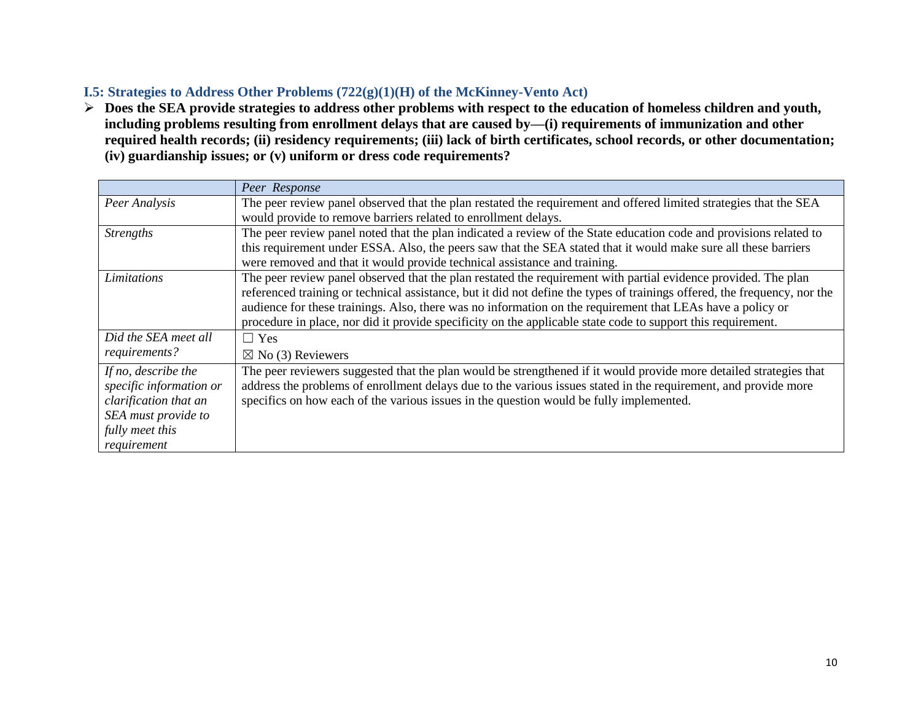### I.5: Strategies to Address Other Problems (722(g)(1)(H) of the McKinney-Vento Act)

- **Does the SEA provide strategies to address other problems with respect to the education of homeless children and youth, including problems resulting from enrollment delays that are caused by—(i) requirements of immunization and other required health records; (ii) residency requirements; (iii) lack of birth certificates, school records, or other documentation; (iv) guardianship issues; or (v) uniform or dress code requirements?**

| | *Peer Response* |
|---|---|
| *Peer Analysis* | The peer review panel observed that the plan restated the requirement and offered limited strategies that the SEA would provide to remove barriers related to enrollment delays. |
| *Strengths* | The peer review panel noted that the plan indicated a review of the State education code and provisions related to this requirement under ESSA. Also, the peers saw that the SEA stated that it would make sure all these barriers were removed and that it would provide technical assistance and training. |
| *Limitations* | The peer review panel observed that the plan restated the requirement with partial evidence provided. The plan referenced training or technical assistance, but it did not define the types of trainings offered, the frequency, nor the audience for these trainings. Also, there was no information on the requirement that LEAs have a policy or procedure in place, nor did it provide specificity on the applicable state code to support this requirement. |
| *Did the SEA meet all requirements?* | ☐ Yes<br>☒ No (3) Reviewers |
| *If no, describe the specific information or clarification that an SEA must provide to fully meet this requirement* | The peer reviewers suggested that the plan would be strengthened if it would provide more detailed strategies that address the problems of enrollment delays due to the various issues stated in the requirement, and provide more specifics on how each of the various issues in the question would be fully implemented. |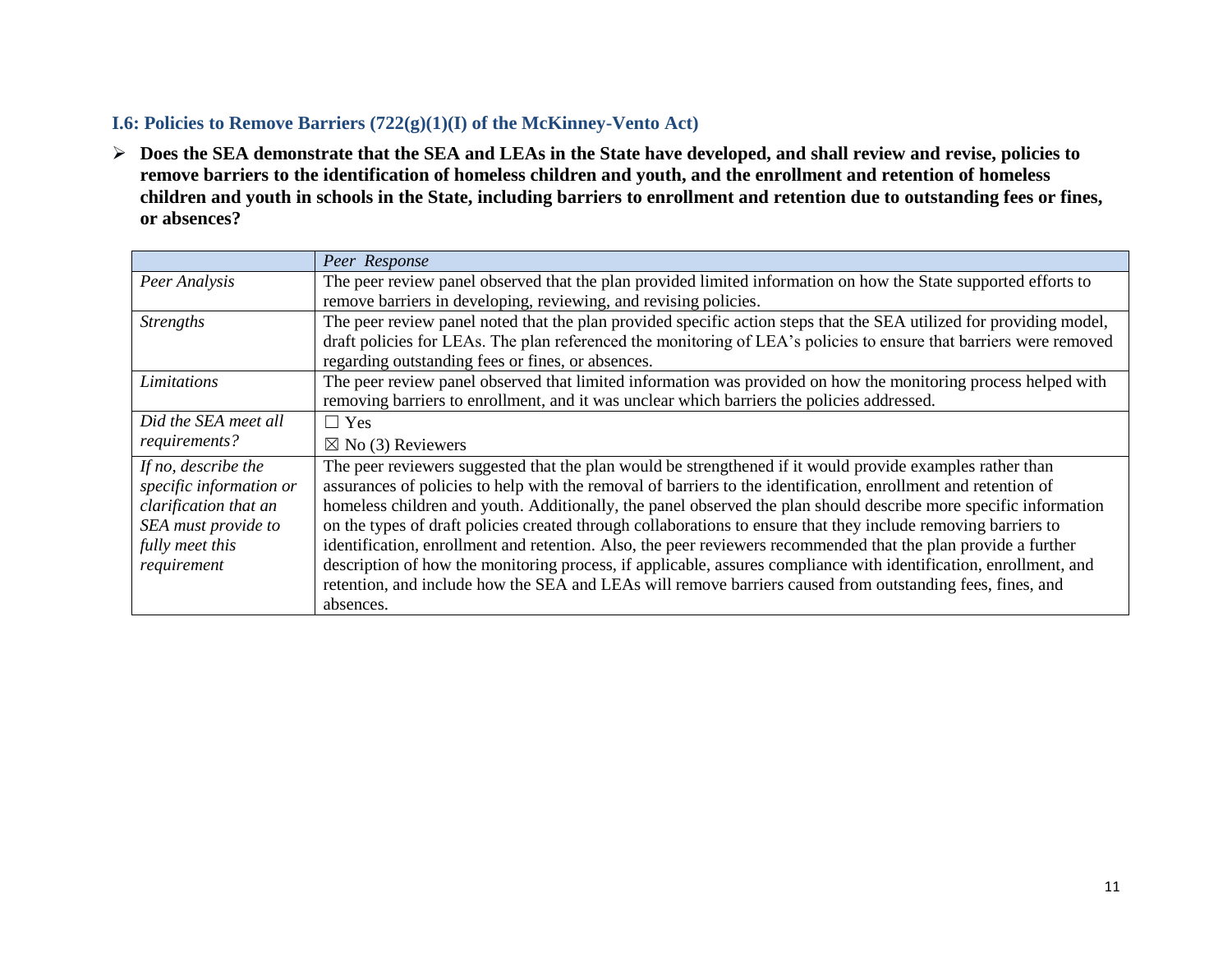### I.6: Policies to Remove Barriers (722(g)(1)(I) of the McKinney-Vento Act)

- **Does the SEA demonstrate that the SEA and LEAs in the State have developed, and shall review and revise, policies to remove barriers to the identification of homeless children and youth, and the enrollment and retention of homeless children and youth in schools in the State, including barriers to enrollment and retention due to outstanding fees or fines, or absences?**

| | *Peer Response* |
|---|---|
| *Peer Analysis* | The peer review panel observed that the plan provided limited information on how the State supported efforts to remove barriers in developing, reviewing, and revising policies. |
| *Strengths* | The peer review panel noted that the plan provided specific action steps that the SEA utilized for providing model, draft policies for LEAs. The plan referenced the monitoring of LEA's policies to ensure that barriers were removed regarding outstanding fees or fines, or absences. |
| *Limitations* | The peer review panel observed that limited information was provided on how the monitoring process helped with removing barriers to enrollment, and it was unclear which barriers the policies addressed. |
| *Did the SEA meet all requirements?* | ☐ Yes<br>☒ No (3) Reviewers |
| *If no, describe the specific information or clarification that an SEA must provide to fully meet this requirement* | The peer reviewers suggested that the plan would be strengthened if it would provide examples rather than assurances of policies to help with the removal of barriers to the identification, enrollment and retention of homeless children and youth. Additionally, the panel observed the plan should describe more specific information on the types of draft policies created through collaborations to ensure that they include removing barriers to identification, enrollment and retention. Also, the peer reviewers recommended that the plan provide a further description of how the monitoring process, if applicable, assures compliance with identification, enrollment, and retention, and include how the SEA and LEAs will remove barriers caused from outstanding fees, fines, and absences. |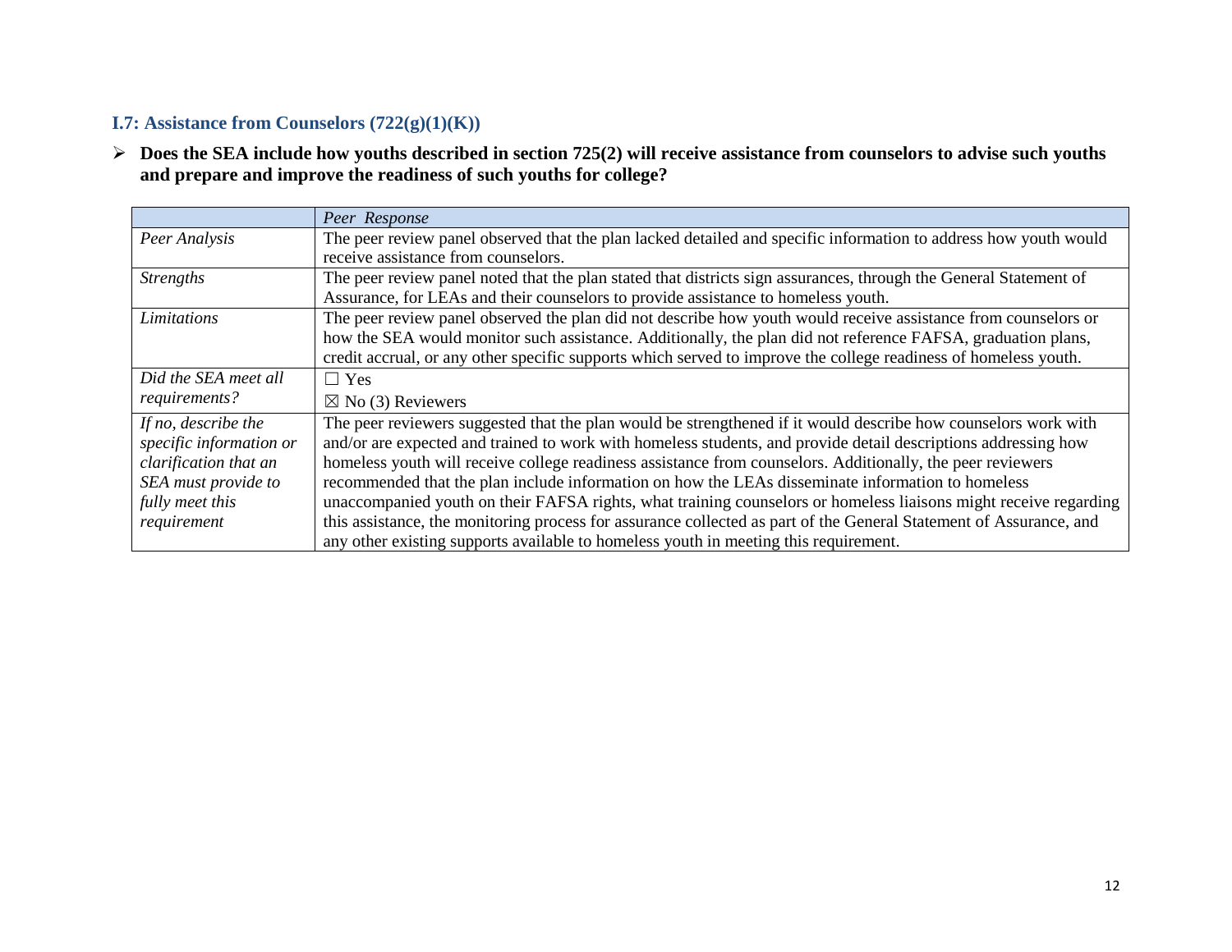### I.7: Assistance from Counselors (722(g)(1)(K))

- **Does the SEA include how youths described in section 725(2) will receive assistance from counselors to advise such youths and prepare and improve the readiness of such youths for college?**

| | *Peer Response* |
|---|---|
| *Peer Analysis* | The peer review panel observed that the plan lacked detailed and specific information to address how youth would receive assistance from counselors. |
| *Strengths* | The peer review panel noted that the plan stated that districts sign assurances, through the General Statement of Assurance, for LEAs and their counselors to provide assistance to homeless youth. |
| *Limitations* | The peer review panel observed the plan did not describe how youth would receive assistance from counselors or how the SEA would monitor such assistance. Additionally, the plan did not reference FAFSA, graduation plans, credit accrual, or any other specific supports which served to improve the college readiness of homeless youth. |
| *Did the SEA meet all requirements?* | ☐ Yes<br>☒ No (3) Reviewers |
| *If no, describe the specific information or clarification that an SEA must provide to fully meet this requirement* | The peer reviewers suggested that the plan would be strengthened if it would describe how counselors work with and/or are expected and trained to work with homeless students, and provide detail descriptions addressing how homeless youth will receive college readiness assistance from counselors. Additionally, the peer reviewers recommended that the plan include information on how the LEAs disseminate information to homeless unaccompanied youth on their FAFSA rights, what training counselors or homeless liaisons might receive regarding this assistance, the monitoring process for assurance collected as part of the General Statement of Assurance, and any other existing supports available to homeless youth in meeting this requirement. |